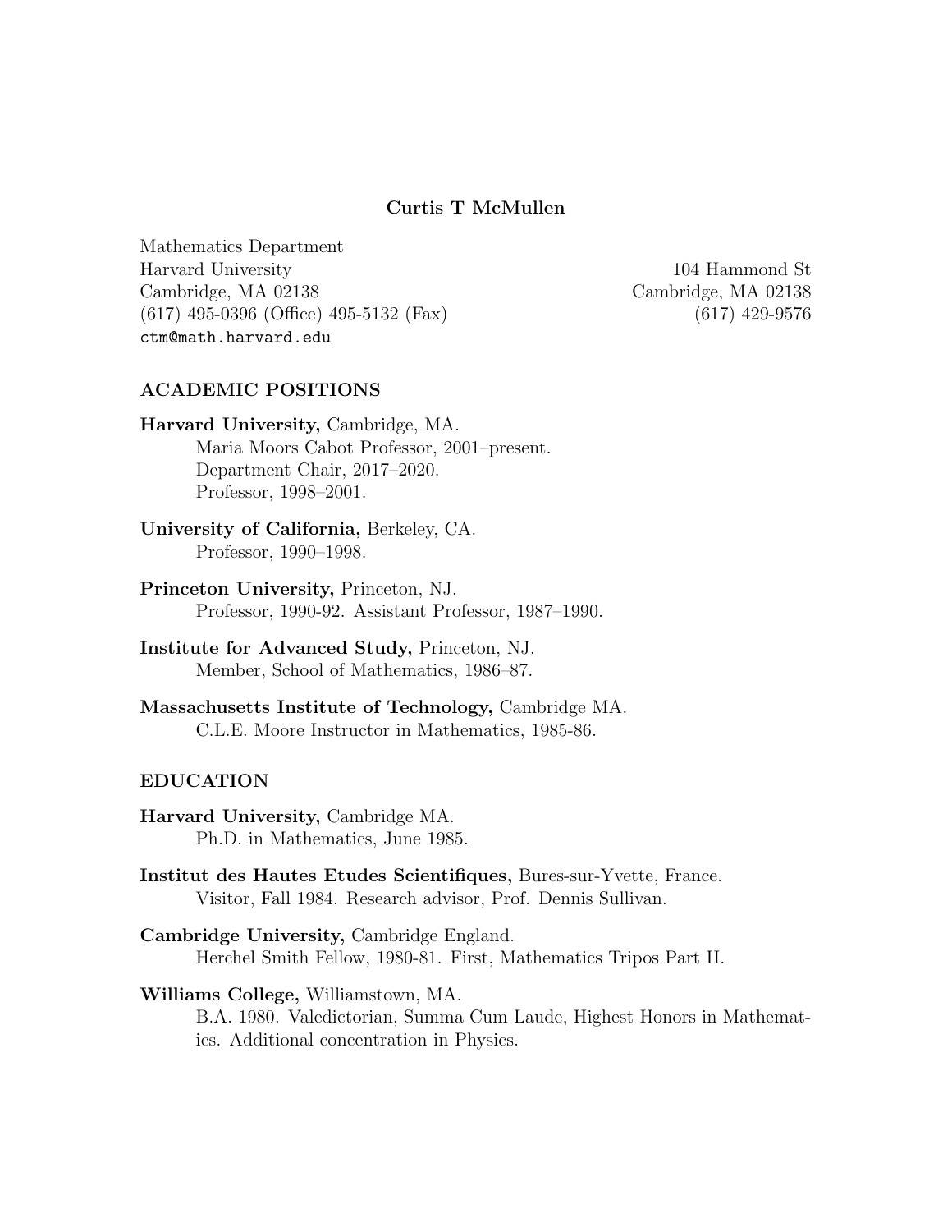**Curtis T McMullen**

Mathematics Department
Harvard University
Cambridge, MA 02138
(617) 495-0396 (Office) 495-5132 (Fax)
`ctm@math.harvard.edu`

104 Hammond St
Cambridge, MA 02138
(617) 429-9576

## ACADEMIC POSITIONS

**Harvard University,** Cambridge, MA.
Maria Moors Cabot Professor, 2001–present.
Department Chair, 2017–2020.
Professor, 1998–2001.

**University of California,** Berkeley, CA.
Professor, 1990–1998.

**Princeton University,** Princeton, NJ.
Professor, 1990-92. Assistant Professor, 1987–1990.

**Institute for Advanced Study,** Princeton, NJ.
Member, School of Mathematics, 1986–87.

**Massachusetts Institute of Technology,** Cambridge MA.
C.L.E. Moore Instructor in Mathematics, 1985-86.

## EDUCATION

**Harvard University,** Cambridge MA.
Ph.D. in Mathematics, June 1985.

**Institut des Hautes Etudes Scientifiques,** Bures-sur-Yvette, France.
Visitor, Fall 1984. Research advisor, Prof. Dennis Sullivan.

**Cambridge University,** Cambridge England.
Herchel Smith Fellow, 1980-81. First, Mathematics Tripos Part II.

**Williams College,** Williamstown, MA.
B.A. 1980. Valedictorian, Summa Cum Laude, Highest Honors in Mathematics. Additional concentration in Physics.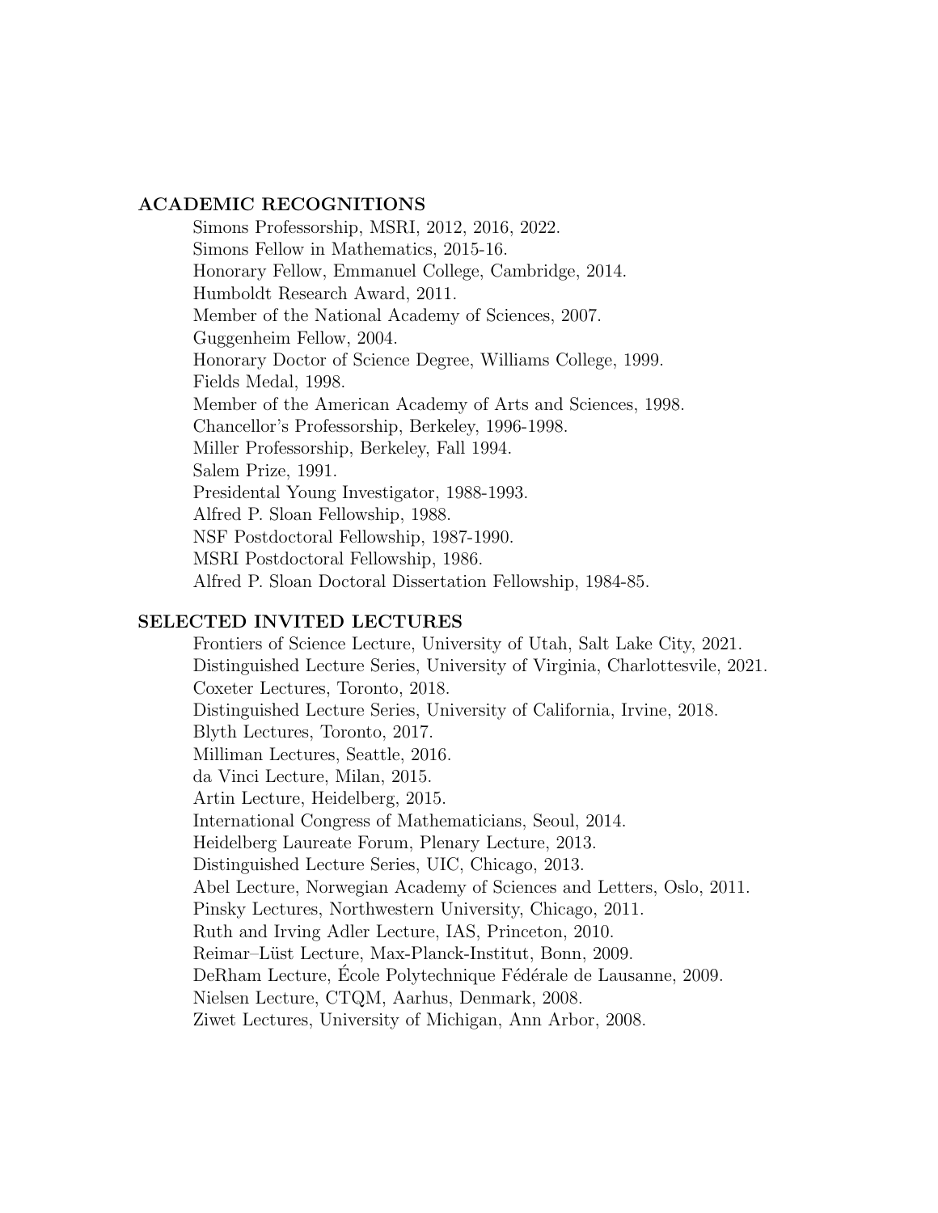## ACADEMIC RECOGNITIONS

Simons Professorship, MSRI, 2012, 2016, 2022.
Simons Fellow in Mathematics, 2015-16.
Honorary Fellow, Emmanuel College, Cambridge, 2014.
Humboldt Research Award, 2011.
Member of the National Academy of Sciences, 2007.
Guggenheim Fellow, 2004.
Honorary Doctor of Science Degree, Williams College, 1999.
Fields Medal, 1998.
Member of the American Academy of Arts and Sciences, 1998.
Chancellor's Professorship, Berkeley, 1996-1998.
Miller Professorship, Berkeley, Fall 1994.
Salem Prize, 1991.
Presidental Young Investigator, 1988-1993.
Alfred P. Sloan Fellowship, 1988.
NSF Postdoctoral Fellowship, 1987-1990.
MSRI Postdoctoral Fellowship, 1986.
Alfred P. Sloan Doctoral Dissertation Fellowship, 1984-85.

## SELECTED INVITED LECTURES

Frontiers of Science Lecture, University of Utah, Salt Lake City, 2021.
Distinguished Lecture Series, University of Virginia, Charlottesvile, 2021.
Coxeter Lectures, Toronto, 2018.
Distinguished Lecture Series, University of California, Irvine, 2018.
Blyth Lectures, Toronto, 2017.
Milliman Lectures, Seattle, 2016.
da Vinci Lecture, Milan, 2015.
Artin Lecture, Heidelberg, 2015.
International Congress of Mathematicians, Seoul, 2014.
Heidelberg Laureate Forum, Plenary Lecture, 2013.
Distinguished Lecture Series, UIC, Chicago, 2013.
Abel Lecture, Norwegian Academy of Sciences and Letters, Oslo, 2011.
Pinsky Lectures, Northwestern University, Chicago, 2011.
Ruth and Irving Adler Lecture, IAS, Princeton, 2010.
Reimar–Lüst Lecture, Max-Planck-Institut, Bonn, 2009.
DeRham Lecture, École Polytechnique Fédérale de Lausanne, 2009.
Nielsen Lecture, CTQM, Aarhus, Denmark, 2008.
Ziwet Lectures, University of Michigan, Ann Arbor, 2008.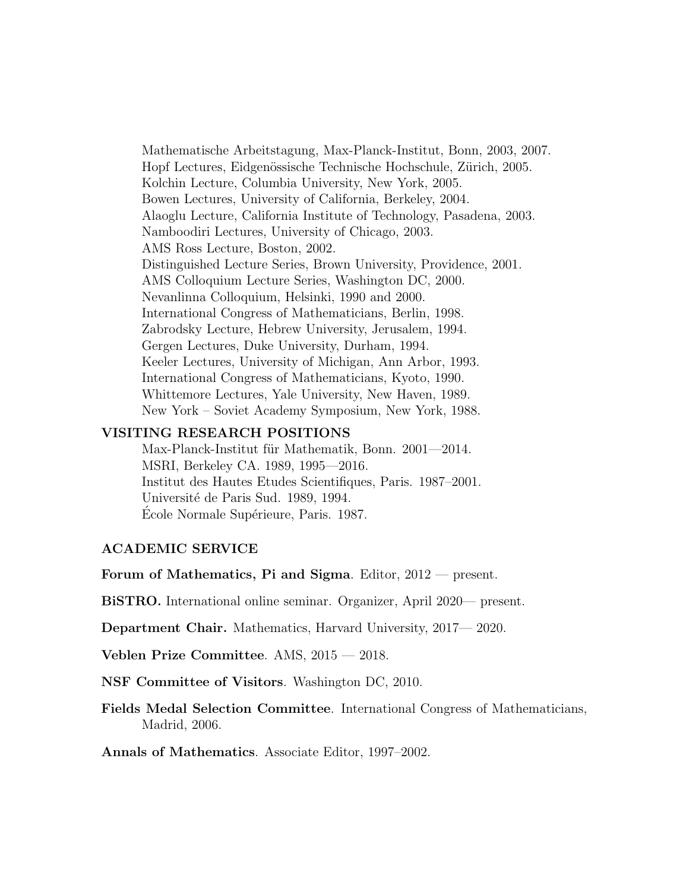Mathematische Arbeitstagung, Max-Planck-Institut, Bonn, 2003, 2007.
Hopf Lectures, Eidgenössische Technische Hochschule, Zürich, 2005.
Kolchin Lecture, Columbia University, New York, 2005.
Bowen Lectures, University of California, Berkeley, 2004.
Alaoglu Lecture, California Institute of Technology, Pasadena, 2003.
Namboodiri Lectures, University of Chicago, 2003.
AMS Ross Lecture, Boston, 2002.
Distinguished Lecture Series, Brown University, Providence, 2001.
AMS Colloquium Lecture Series, Washington DC, 2000.
Nevanlinna Colloquium, Helsinki, 1990 and 2000.
International Congress of Mathematicians, Berlin, 1998.
Zabrodsky Lecture, Hebrew University, Jerusalem, 1994.
Gergen Lectures, Duke University, Durham, 1994.
Keeler Lectures, University of Michigan, Ann Arbor, 1993.
International Congress of Mathematicians, Kyoto, 1990.
Whittemore Lectures, Yale University, New Haven, 1989.
New York – Soviet Academy Symposium, New York, 1988.

## VISITING RESEARCH POSITIONS

Max-Planck-Institut für Mathematik, Bonn. 2001—2014.
MSRI, Berkeley CA. 1989, 1995—2016.
Institut des Hautes Etudes Scientifiques, Paris. 1987–2001.
Université de Paris Sud. 1989, 1994.
École Normale Supérieure, Paris. 1987.

## ACADEMIC SERVICE

**Forum of Mathematics, Pi and Sigma**. Editor, 2012 — present.

**BiSTRO.** International online seminar. Organizer, April 2020— present.

**Department Chair.** Mathematics, Harvard University, 2017— 2020.

**Veblen Prize Committee**. AMS, 2015 — 2018.

**NSF Committee of Visitors**. Washington DC, 2010.

**Fields Medal Selection Committee**. International Congress of Mathematicians, Madrid, 2006.

**Annals of Mathematics**. Associate Editor, 1997–2002.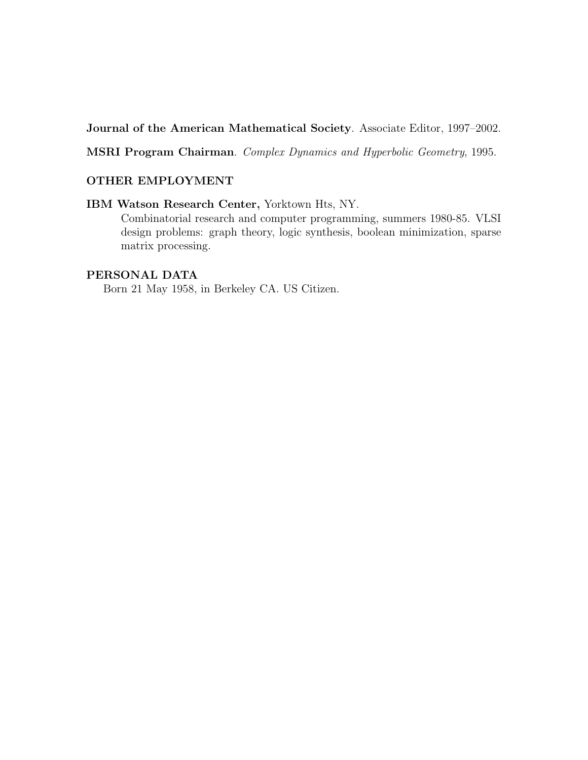**Journal of the American Mathematical Society**. Associate Editor, 1997–2002.

**MSRI Program Chairman**. *Complex Dynamics and Hyperbolic Geometry*, 1995.

## OTHER EMPLOYMENT

**IBM Watson Research Center,** Yorktown Hts, NY.

Combinatorial research and computer programming, summers 1980-85. VLSI design problems: graph theory, logic synthesis, boolean minimization, sparse matrix processing.

## PERSONAL DATA

Born 21 May 1958, in Berkeley CA. US Citizen.